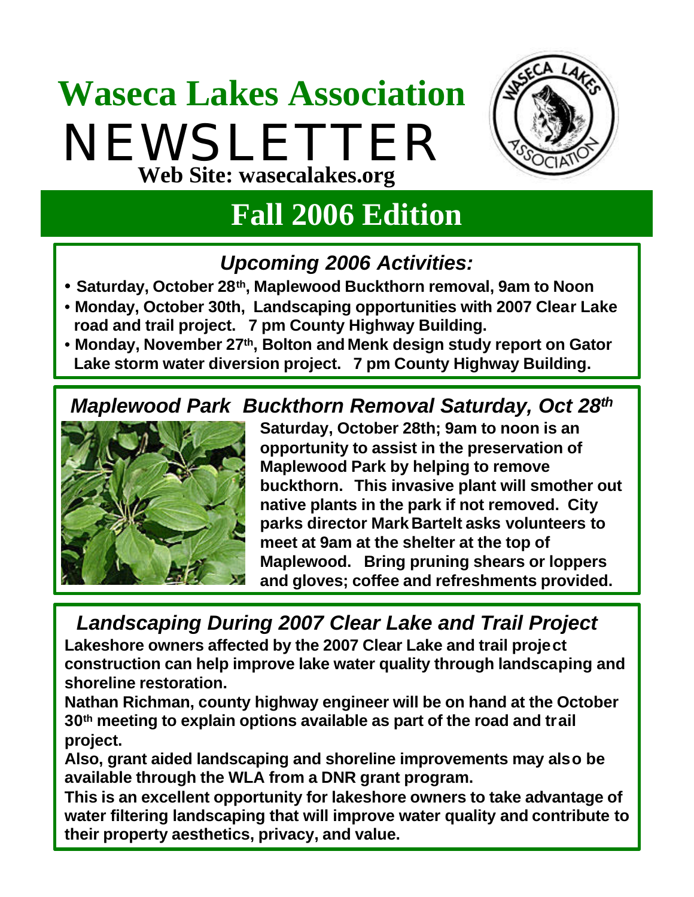# Waseca Lakes Association

# NEWSLETTER

**Web Site: wasecalakes.org**

## Fall 2006 Edition

### *Upcoming 2006 Activities:*

- **Saturday, October 28th, Maplewood Buckthorn removal, 9am to Noon**
- **Monday, October 30th, Landscaping opportunities with 2007 Clear Lake road and trail project. 7 pm County Highway Building.**
- **Monday, November 27th, Bolton and Menk design study report on Gator Lake storm water diversion project. 7 pm County Highway Building.**

### *Maplewood Park Buckthorn Removal Saturday, Oct 28th*

**Saturday, October 28th; 9am to noon is an opportunity to assist in the preservation of Maplewood Park by helping to remove buckthorn. This invasive plant will smother out native plants in the park if not removed. City parks director Mark Bartelt asks volunteers to meet at 9am at the shelter at the top of Maplewood. Bring pruning shears or loppers and gloves; coffee and refreshments provided.**

### *Landscaping During 2007 Clear Lake and Trail Project*

**Lakeshore owners affected by the 2007 Clear Lake and trail project construction can help improve lake water quality through landscaping and shoreline restoration.**

**Nathan Richman, county highway engineer will be on hand at the October 30th meeting to explain options available as part of the road and trail project.**

**Also, grant aided landscaping and shoreline improvements may also be available through the WLA from a DNR grant program.**

**This is an excellent opportunity for lakeshore owners to take advantage of water filtering landscaping that will improve water quality and contribute to their property aesthetics, privacy, and value.**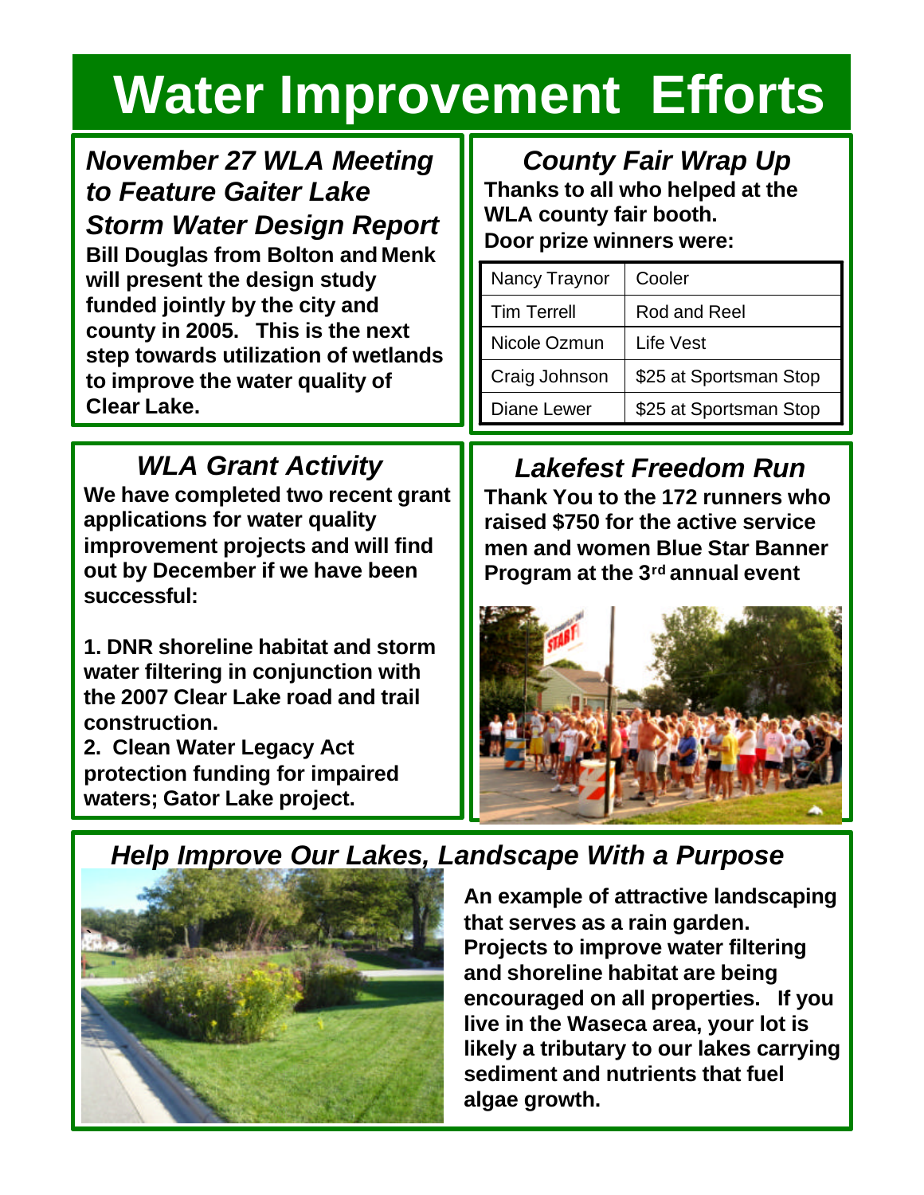# Water Improvement Efforts

## *November 27 WLA Meeting to Feature Gaiter Lake Storm Water Design Report*

**Bill Douglas from Bolton and Menk will present the design study funded jointly by the city and county in 2005. This is the next step towards utilization of wetlands to improve the water quality of Clear Lake.**

## *County Fair Wrap Up*

**Thanks to all who helped at the WLA county fair booth.**
**Door prize winners were:**

| | |
|---|---|
| Nancy Traynor | Cooler |
| Tim Terrell | Rod and Reel |
| Nicole Ozmun | Life Vest |
| Craig Johnson | $25 at Sportsman Stop |
| Diane Lewer | $25 at Sportsman Stop |

## *WLA Grant Activity*

**We have completed two recent grant applications for water quality improvement projects and will find out by December if we have been successful:**

**1. DNR shoreline habitat and storm water filtering in conjunction with the 2007 Clear Lake road and trail construction.**
**2. Clean Water Legacy Act protection funding for impaired waters; Gator Lake project.**

## *Lakefest Freedom Run*

**Thank You to the 172 runners who raised $750 for the active service men and women Blue Star Banner Program at the 3rd annual event**

## *Help Improve Our Lakes, Landscape With a Purpose*

**An example of attractive landscaping that serves as a rain garden. Projects to improve water filtering and shoreline habitat are being encouraged on all properties. If you live in the Waseca area, your lot is likely a tributary to our lakes carrying sediment and nutrients that fuel algae growth.**